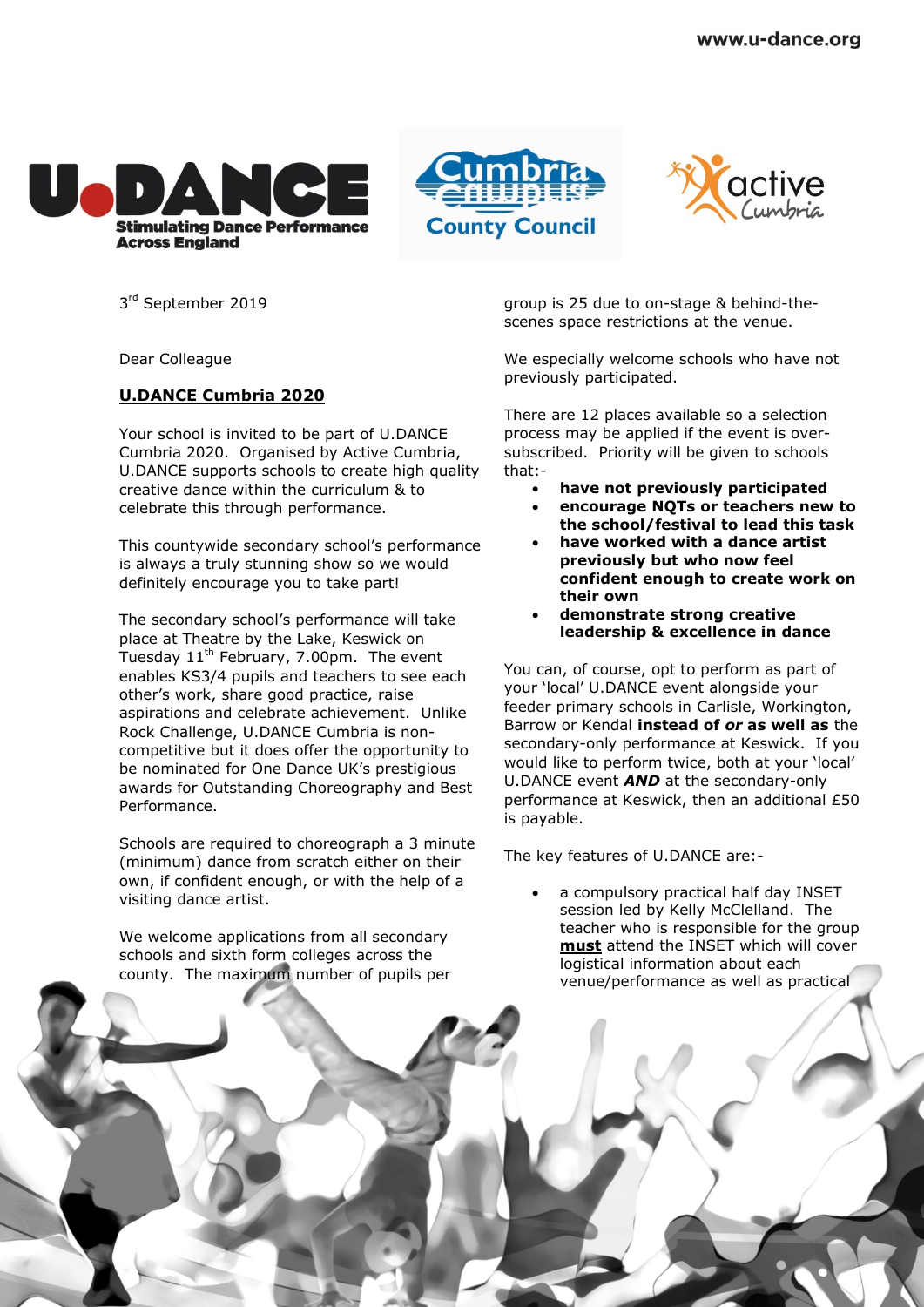www.u-dance.org

3rd September 2019

Dear Colleague

**U.DANCE Cumbria 2020**

Your school is invited to be part of U.DANCE Cumbria 2020. Organised by Active Cumbria, U.DANCE supports schools to create high quality creative dance within the curriculum & to celebrate this through performance.

This countywide secondary school's performance is always a truly stunning show so we would definitely encourage you to take part!

The secondary school's performance will take place at Theatre by the Lake, Keswick on Tuesday 11th February, 7.00pm. The event enables KS3/4 pupils and teachers to see each other's work, share good practice, raise aspirations and celebrate achievement. Unlike Rock Challenge, U.DANCE Cumbria is non-competitive but it does offer the opportunity to be nominated for One Dance UK's prestigious awards for Outstanding Choreography and Best Performance.

Schools are required to choreograph a 3 minute (minimum) dance from scratch either on their own, if confident enough, or with the help of a visiting dance artist.

We welcome applications from all secondary schools and sixth form colleges across the county. The maximum number of pupils per group is 25 due to on-stage & behind-the-scenes space restrictions at the venue.

We especially welcome schools who have not previously participated.

There are 12 places available so a selection process may be applied if the event is over-subscribed. Priority will be given to schools that:-

- **have not previously participated**
- **encourage NQTs or teachers new to the school/festival to lead this task**
- **have worked with a dance artist previously but who now feel confident enough to create work on their own**
- **demonstrate strong creative leadership & excellence in dance**

You can, of course, opt to perform as part of your 'local' U.DANCE event alongside your feeder primary schools in Carlisle, Workington, Barrow or Kendal **instead of *or* as well as** the secondary-only performance at Keswick. If you would like to perform twice, both at your 'local' U.DANCE event ***AND*** at the secondary-only performance at Keswick, then an additional £50 is payable.

The key features of U.DANCE are:-

- a compulsory practical half day INSET session led by Kelly McClelland. The teacher who is responsible for the group **must** attend the INSET which will cover logistical information about each venue/performance as well as practical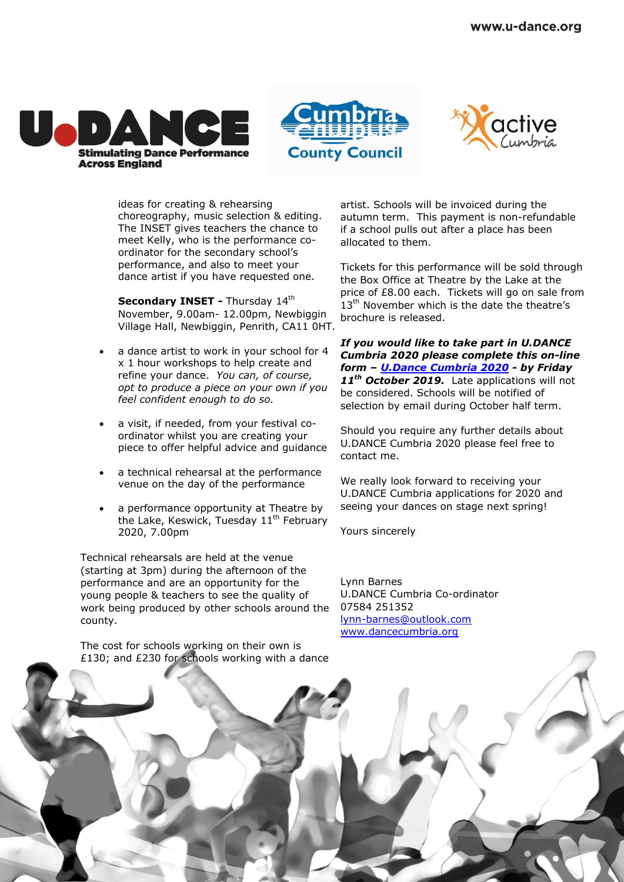ideas for creating & rehearsing choreography, music selection & editing. The INSET gives teachers the chance to meet Kelly, who is the performance co-ordinator for the secondary school's performance, and also to meet your dance artist if you have requested one.

**Secondary INSET -** Thursday 14th November, 9.00am- 12.00pm, Newbiggin Village Hall, Newbiggin, Penrith, CA11 0HT.

- a dance artist to work in your school for 4 x 1 hour workshops to help create and refine your dance. *You can, of course, opt to produce a piece on your own if you feel confident enough to do so.*
- a visit, if needed, from your festival co-ordinator whilst you are creating your piece to offer helpful advice and guidance
- a technical rehearsal at the performance venue on the day of the performance
- a performance opportunity at Theatre by the Lake, Keswick, Tuesday 11th February 2020, 7.00pm

Technical rehearsals are held at the venue (starting at 3pm) during the afternoon of the performance and are an opportunity for the young people & teachers to see the quality of work being produced by other schools around the county.

The cost for schools working on their own is £130; and £230 for schools working with a dance artist. Schools will be invoiced during the autumn term. This payment is non-refundable if a school pulls out after a place has been allocated to them.

Tickets for this performance will be sold through the Box Office at Theatre by the Lake at the price of £8.00 each. Tickets will go on sale from 13th November which is the date the theatre's brochure is released.

***If you would like to take part in U.DANCE Cumbria 2020 please complete this on-line form – [U.Dance Cumbria 2020](U.Dance Cumbria 2020) - by Friday 11th October 2019.*** Late applications will not be considered. Schools will be notified of selection by email during October half term.

Should you require any further details about U.DANCE Cumbria 2020 please feel free to contact me.

We really look forward to receiving your U.DANCE Cumbria applications for 2020 and seeing your dances on stage next spring!

Yours sincerely

Lynn Barnes
U.DANCE Cumbria Co-ordinator
07584 251352
lynn-barnes@outlook.com
www.dancecumbria.org